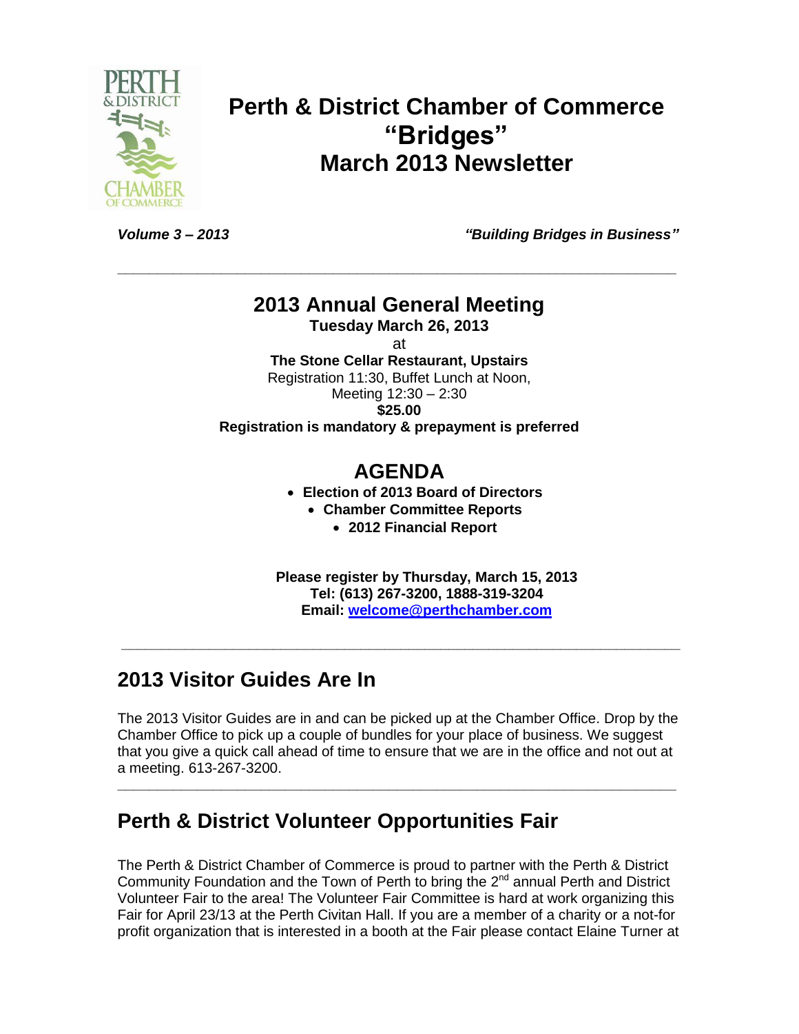# Perth & District Chamber of Commerce "Bridges" March 2013 Newsletter

***Volume 3 – 2013*** ***"Building Bridges in Business"***

---

## 2013 Annual General Meeting

**Tuesday March 26, 2013**

at

**The Stone Cellar Restaurant, Upstairs**

Registration 11:30, Buffet Lunch at Noon,
Meeting 12:30 – 2:30

**$25.00**

**Registration is mandatory & prepayment is preferred**

## AGENDA

- **Election of 2013 Board of Directors**
- **Chamber Committee Reports**
- **2012 Financial Report**

**Please register by Thursday, March 15, 2013**
**Tel: (613) 267-3200, 1888-319-3204**
**Email: welcome@perthchamber.com**

---

## 2013 Visitor Guides Are In

The 2013 Visitor Guides are in and can be picked up at the Chamber Office. Drop by the Chamber Office to pick up a couple of bundles for your place of business. We suggest that you give a quick call ahead of time to ensure that we are in the office and not out at a meeting. 613-267-3200.

---

## Perth & District Volunteer Opportunities Fair

The Perth & District Chamber of Commerce is proud to partner with the Perth & District Community Foundation and the Town of Perth to bring the 2nd annual Perth and District Volunteer Fair to the area! The Volunteer Fair Committee is hard at work organizing this Fair for April 23/13 at the Perth Civitan Hall. If you are a member of a charity or a not-for profit organization that is interested in a booth at the Fair please contact Elaine Turner at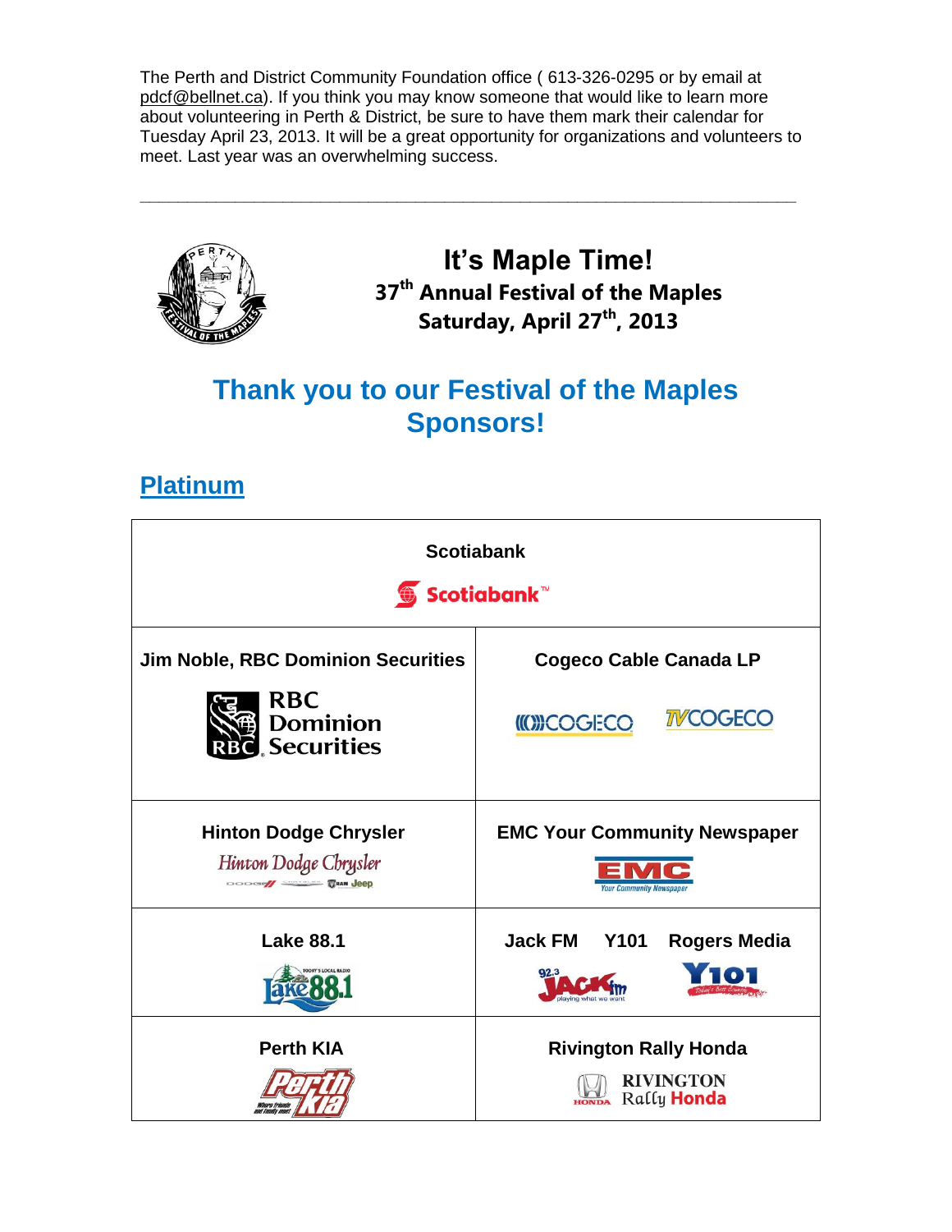The Perth and District Community Foundation office ( 613-326-0295 or by email at pdcf@bellnet.ca). If you think you may know someone that would like to learn more about volunteering in Perth & District, be sure to have them mark their calendar for Tuesday April 23, 2013. It will be a great opportunity for organizations and volunteers to meet. Last year was an overwhelming success.

---

# It's Maple Time!

**37th Annual Festival of the Maples**

**Saturday, April 27th, 2013**

## Thank you to our Festival of the Maples Sponsors!

## Platinum

| Scotiabank | |
|---|---|
| Jim Noble, RBC Dominion Securities | Cogeco Cable Canada LP |
| Hinton Dodge Chrysler | EMC Your Community Newspaper |
| Lake 88.1 | Jack FM Y101 Rogers Media |
| Perth KIA | Rivington Rally Honda |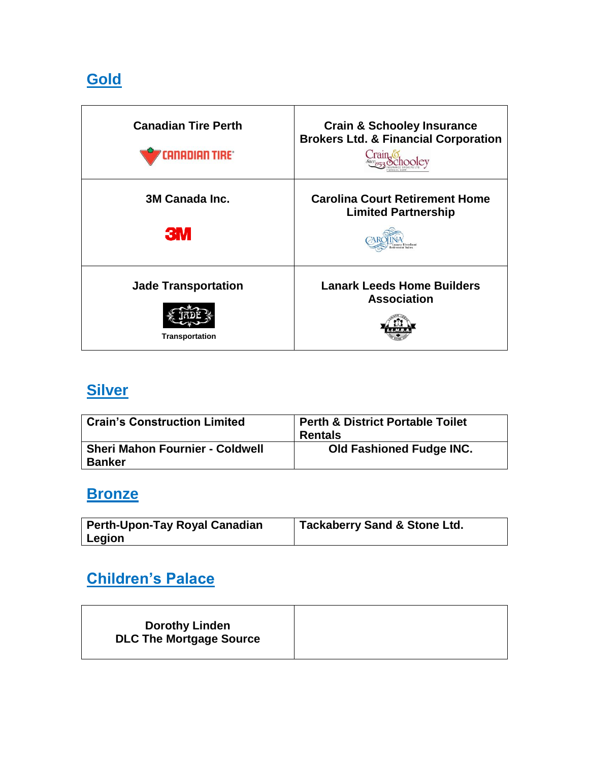## Gold

| | |
|---|---|
| **Canadian Tire Perth** | **Crain & Schooley Insurance Brokers Ltd. & Financial Corporation** |
| **3M Canada Inc.** | **Carolina Court Retirement Home Limited Partnership** |
| **Jade Transportation** | **Lanark Leeds Home Builders Association** |

## Silver

| | |
|---|---|
| **Crain's Construction Limited** | **Perth & District Portable Toilet Rentals** |
| **Sheri Mahon Fournier - Coldwell Banker** | **Old Fashioned Fudge INC.** |

## Bronze

| | |
|---|---|
| **Perth-Upon-Tay Royal Canadian Legion** | **Tackaberry Sand & Stone Ltd.** |

## Children's Palace

| | |
|---|---|
| **Dorothy Linden**<br>**DLC The Mortgage Source** | |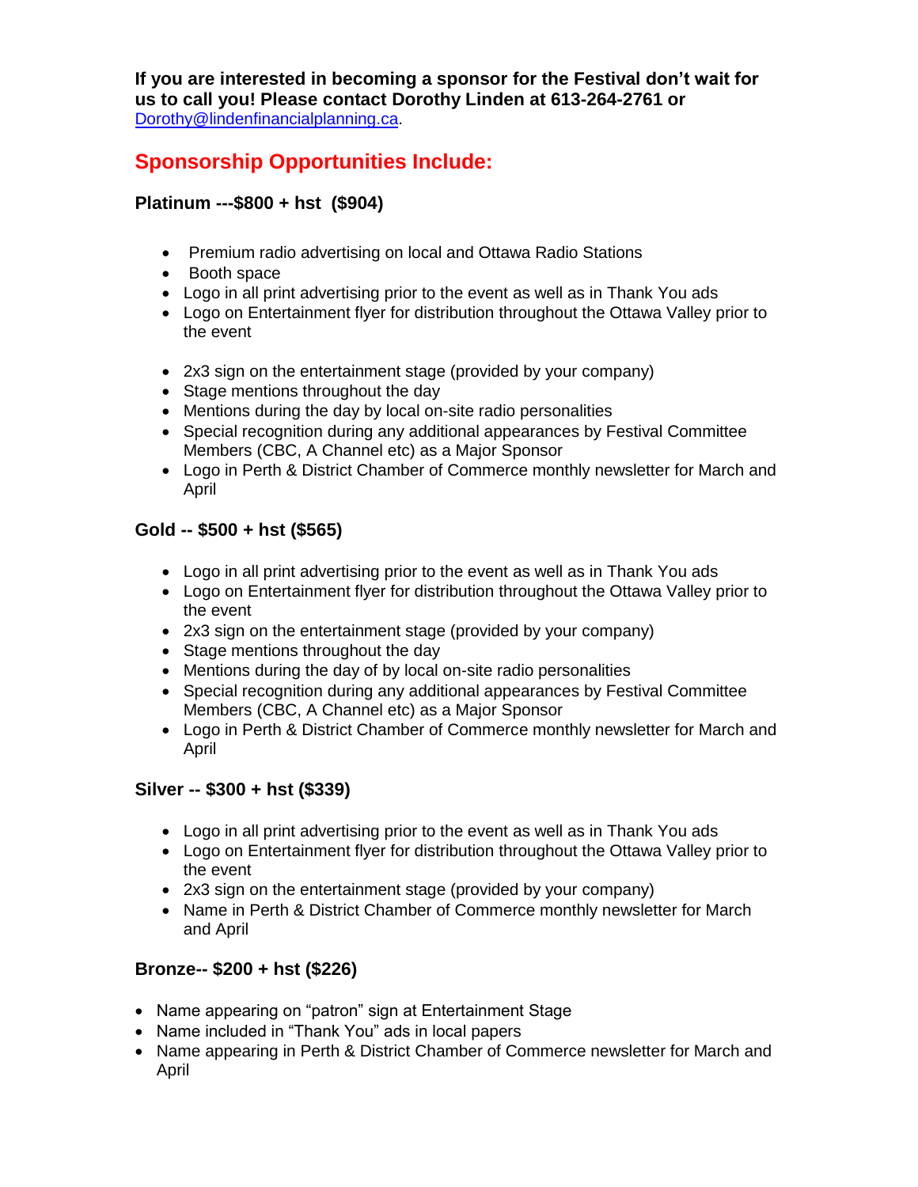**If you are interested in becoming a sponsor for the Festival don't wait for us to call you! Please contact Dorothy Linden at 613-264-2761 or** Dorothy@lindenfinancialplanning.ca.

## Sponsorship Opportunities Include:

### Platinum ---$800 + hst ($904)

- Premium radio advertising on local and Ottawa Radio Stations
- Booth space
- Logo in all print advertising prior to the event as well as in Thank You ads
- Logo on Entertainment flyer for distribution throughout the Ottawa Valley prior to the event
- 2x3 sign on the entertainment stage (provided by your company)
- Stage mentions throughout the day
- Mentions during the day by local on-site radio personalities
- Special recognition during any additional appearances by Festival Committee Members (CBC, A Channel etc) as a Major Sponsor
- Logo in Perth & District Chamber of Commerce monthly newsletter for March and April

### Gold -- $500 + hst ($565)

- Logo in all print advertising prior to the event as well as in Thank You ads
- Logo on Entertainment flyer for distribution throughout the Ottawa Valley prior to the event
- 2x3 sign on the entertainment stage (provided by your company)
- Stage mentions throughout the day
- Mentions during the day of by local on-site radio personalities
- Special recognition during any additional appearances by Festival Committee Members (CBC, A Channel etc) as a Major Sponsor
- Logo in Perth & District Chamber of Commerce monthly newsletter for March and April

### Silver -- $300 + hst ($339)

- Logo in all print advertising prior to the event as well as in Thank You ads
- Logo on Entertainment flyer for distribution throughout the Ottawa Valley prior to the event
- 2x3 sign on the entertainment stage (provided by your company)
- Name in Perth & District Chamber of Commerce monthly newsletter for March and April

### Bronze-- $200 + hst ($226)

- Name appearing on "patron" sign at Entertainment Stage
- Name included in "Thank You" ads in local papers
- Name appearing in Perth & District Chamber of Commerce newsletter for March and April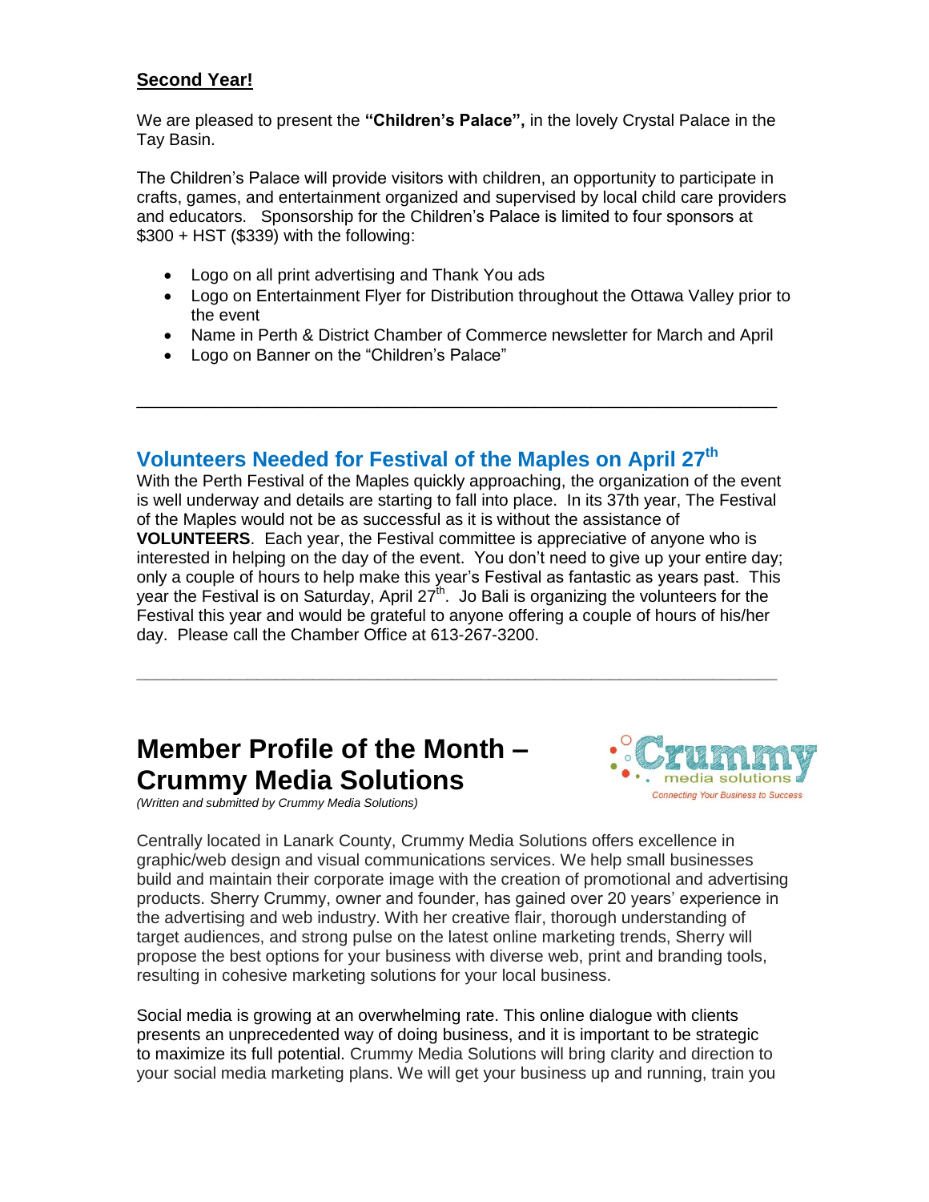**Second Year!**

We are pleased to present the **"Children's Palace",** in the lovely Crystal Palace in the Tay Basin.

The Children's Palace will provide visitors with children, an opportunity to participate in crafts, games, and entertainment organized and supervised by local child care providers and educators. Sponsorship for the Children's Palace is limited to four sponsors at $300 + HST ($339) with the following:

- Logo on all print advertising and Thank You ads
- Logo on Entertainment Flyer for Distribution throughout the Ottawa Valley prior to the event
- Name in Perth & District Chamber of Commerce newsletter for March and April
- Logo on Banner on the "Children's Palace"

---

## Volunteers Needed for Festival of the Maples on April 27th

With the Perth Festival of the Maples quickly approaching, the organization of the event is well underway and details are starting to fall into place. In its 37th year, The Festival of the Maples would not be as successful as it is without the assistance of **VOLUNTEERS**. Each year, the Festival committee is appreciative of anyone who is interested in helping on the day of the event. You don't need to give up your entire day; only a couple of hours to help make this year's Festival as fantastic as years past. This year the Festival is on Saturday, April 27th. Jo Bali is organizing the volunteers for the Festival this year and would be grateful to anyone offering a couple of hours of his/her day. Please call the Chamber Office at 613-267-3200.

---

# Member Profile of the Month – Crummy Media Solutions

*(Written and submitted by Crummy Media Solutions)*

Crummy media solutions
Connecting Your Business to Success

Centrally located in Lanark County, Crummy Media Solutions offers excellence in graphic/web design and visual communications services. We help small businesses build and maintain their corporate image with the creation of promotional and advertising products. Sherry Crummy, owner and founder, has gained over 20 years' experience in the advertising and web industry. With her creative flair, thorough understanding of target audiences, and strong pulse on the latest online marketing trends, Sherry will propose the best options for your business with diverse web, print and branding tools, resulting in cohesive marketing solutions for your local business.

Social media is growing at an overwhelming rate. This online dialogue with clients presents an unprecedented way of doing business, and it is important to be strategic to maximize its full potential. Crummy Media Solutions will bring clarity and direction to your social media marketing plans. We will get your business up and running, train you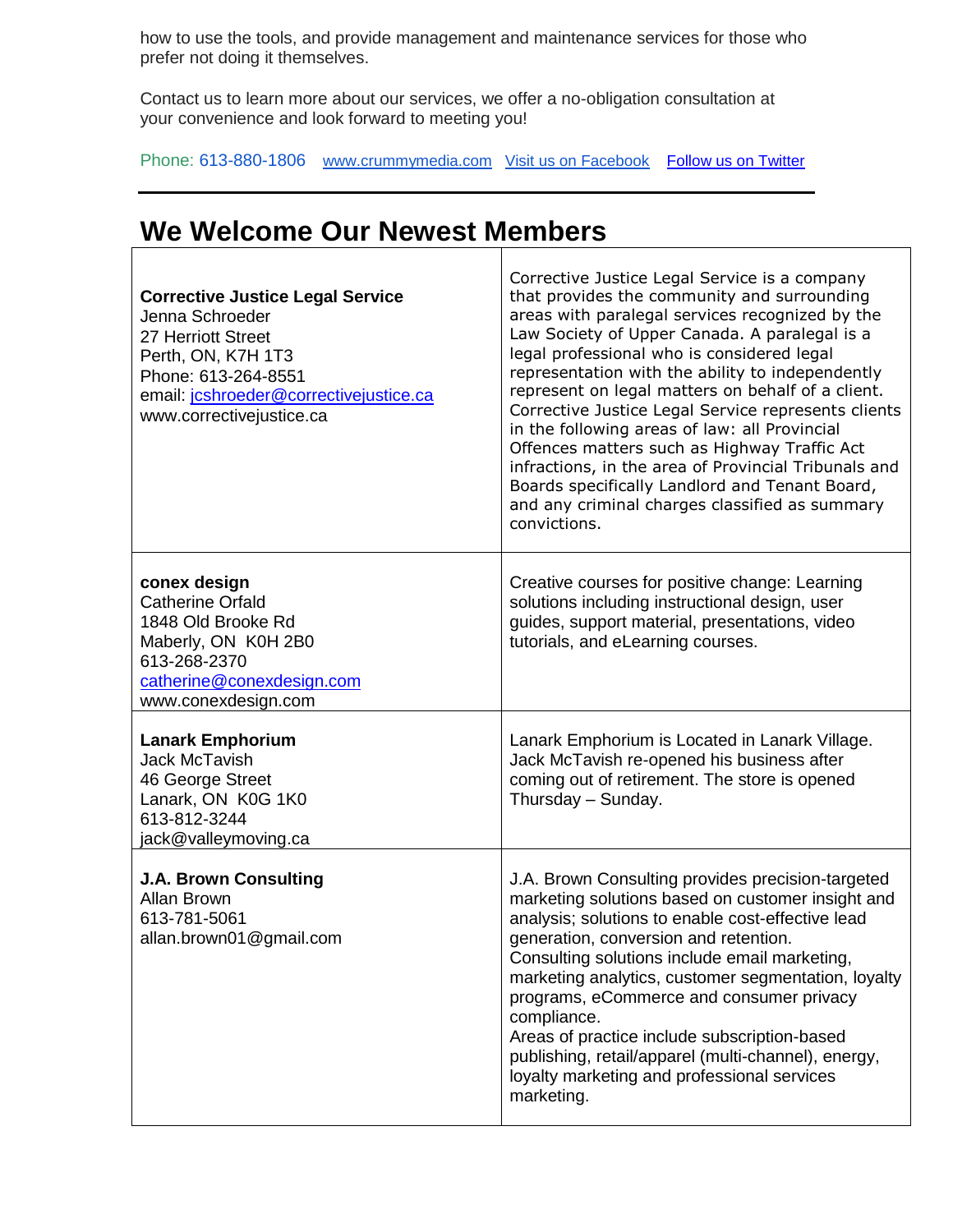how to use the tools, and provide management and maintenance services for those who prefer not doing it themselves.

Contact us to learn more about our services, we offer a no-obligation consultation at your convenience and look forward to meeting you!

Phone: 613-880-1806   www.crummymedia.com   Visit us on Facebook   Follow us on Twitter

---

## We Welcome Our Newest Members

| | |
|---|---|
| **Corrective Justice Legal Service**<br>Jenna Schroeder<br>27 Herriott Street<br>Perth, ON, K7H 1T3<br>Phone: 613-264-8551<br>email: jcshroeder@correctivejustice.ca<br>www.correctivejustice.ca | Corrective Justice Legal Service is a company that provides the community and surrounding areas with paralegal services recognized by the Law Society of Upper Canada. A paralegal is a legal professional who is considered legal representation with the ability to independently represent on legal matters on behalf of a client. Corrective Justice Legal Service represents clients in the following areas of law: all Provincial Offences matters such as Highway Traffic Act infractions, in the area of Provincial Tribunals and Boards specifically Landlord and Tenant Board, and any criminal charges classified as summary convictions. |
| **conex design**<br>Catherine Orfald<br>1848 Old Brooke Rd<br>Maberly, ON K0H 2B0<br>613-268-2370<br>catherine@conexdesign.com<br>www.conexdesign.com | Creative courses for positive change: Learning solutions including instructional design, user guides, support material, presentations, video tutorials, and eLearning courses. |
| **Lanark Emphorium**<br>Jack McTavish<br>46 George Street<br>Lanark, ON K0G 1K0<br>613-812-3244<br>jack@valleymoving.ca | Lanark Emphorium is Located in Lanark Village. Jack McTavish re-opened his business after coming out of retirement. The store is opened Thursday – Sunday. |
| **J.A. Brown Consulting**<br>Allan Brown<br>613-781-5061<br>allan.brown01@gmail.com | J.A. Brown Consulting provides precision-targeted marketing solutions based on customer insight and analysis; solutions to enable cost-effective lead generation, conversion and retention.<br>Consulting solutions include email marketing, marketing analytics, customer segmentation, loyalty programs, eCommerce and consumer privacy compliance.<br>Areas of practice include subscription-based publishing, retail/apparel (multi-channel), energy, loyalty marketing and professional services marketing. |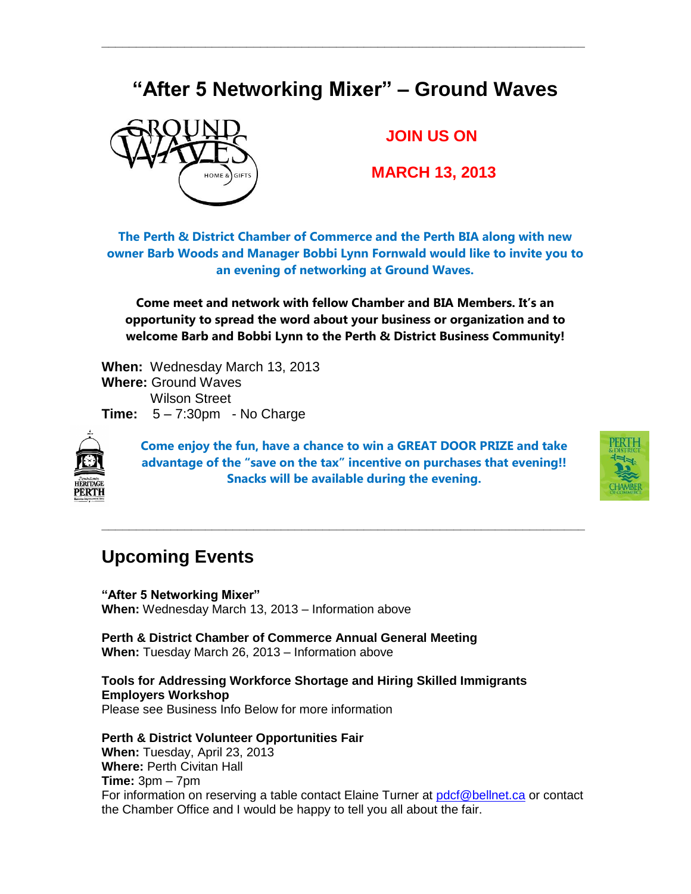---

# "After 5 Networking Mixer" – Ground Waves

**JOIN US ON**

**MARCH 13, 2013**

**The Perth & District Chamber of Commerce and the Perth BIA along with new owner Barb Woods and Manager Bobbi Lynn Fornwald would like to invite you to an evening of networking at Ground Waves.**

**Come meet and network with fellow Chamber and BIA Members. It's an opportunity to spread the word about your business or organization and to welcome Barb and Bobbi Lynn to the Perth & District Business Community!**

**When:** Wednesday March 13, 2013
**Where:** Ground Waves
Wilson Street
**Time:** 5 – 7:30pm - No Charge

**Come enjoy the fun, have a chance to win a GREAT DOOR PRIZE and take advantage of the "save on the tax" incentive on purchases that evening!! Snacks will be available during the evening.**

---

## Upcoming Events

**"After 5 Networking Mixer"**
**When:** Wednesday March 13, 2013 – Information above

**Perth & District Chamber of Commerce Annual General Meeting**
**When:** Tuesday March 26, 2013 – Information above

**Tools for Addressing Workforce Shortage and Hiring Skilled Immigrants Employers Workshop**
Please see Business Info Below for more information

**Perth & District Volunteer Opportunities Fair**
**When:** Tuesday, April 23, 2013
**Where:** Perth Civitan Hall
**Time:** 3pm – 7pm
For information on reserving a table contact Elaine Turner at pdcf@bellnet.ca or contact the Chamber Office and I would be happy to tell you all about the fair.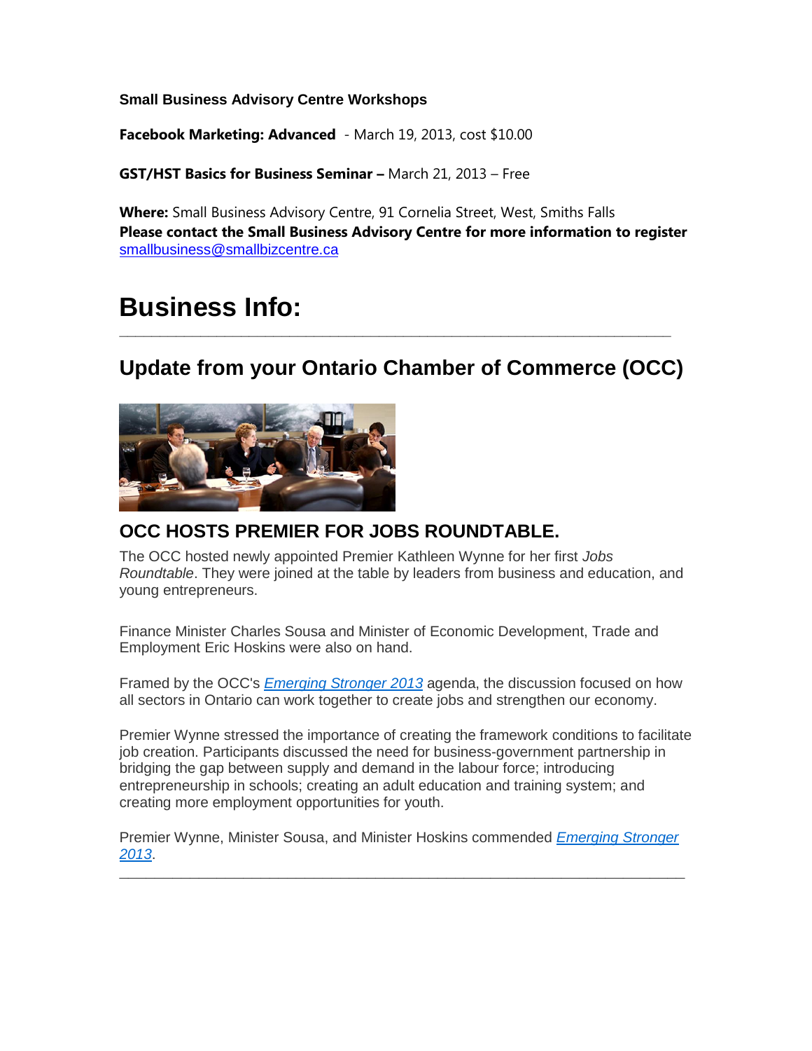**Small Business Advisory Centre Workshops**

**Facebook Marketing: Advanced** - March 19, 2013, cost $10.00

**GST/HST Basics for Business Seminar –** March 21, 2013 – Free

**Where:** Small Business Advisory Centre, 91 Cornelia Street, West, Smiths Falls
**Please contact the Small Business Advisory Centre for more information to register**
smallbusiness@smallbizcentre.ca

# Business Info:

---

## Update from your Ontario Chamber of Commerce (OCC)

### OCC HOSTS PREMIER FOR JOBS ROUNDTABLE.

The OCC hosted newly appointed Premier Kathleen Wynne for her first *Jobs Roundtable*. They were joined at the table by leaders from business and education, and young entrepreneurs.

Finance Minister Charles Sousa and Minister of Economic Development, Trade and Employment Eric Hoskins were also on hand.

Framed by the OCC's *Emerging Stronger 2013* agenda, the discussion focused on how all sectors in Ontario can work together to create jobs and strengthen our economy.

Premier Wynne stressed the importance of creating the framework conditions to facilitate job creation. Participants discussed the need for business-government partnership in bridging the gap between supply and demand in the labour force; introducing entrepreneurship in schools; creating an adult education and training system; and creating more employment opportunities for youth.

Premier Wynne, Minister Sousa, and Minister Hoskins commended *Emerging Stronger 2013*.

---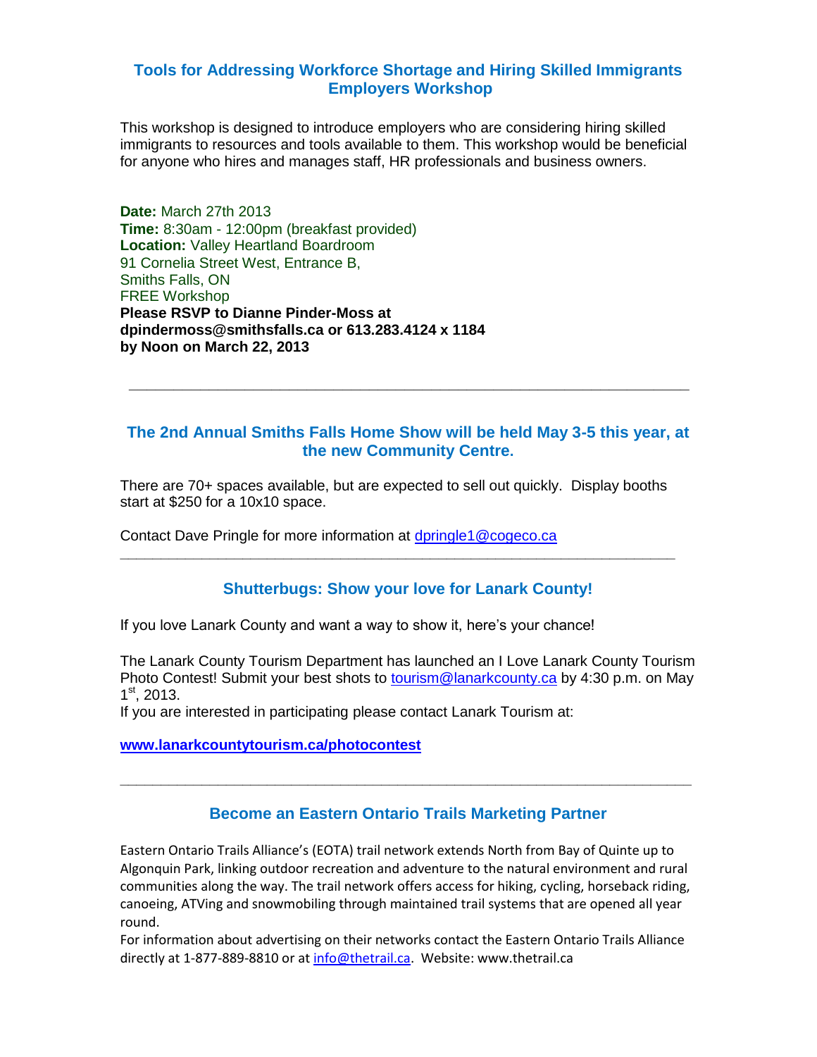## Tools for Addressing Workforce Shortage and Hiring Skilled Immigrants Employers Workshop

This workshop is designed to introduce employers who are considering hiring skilled immigrants to resources and tools available to them. This workshop would be beneficial for anyone who hires and manages staff, HR professionals and business owners.

**Date:** March 27th 2013
**Time:** 8:30am - 12:00pm (breakfast provided)
**Location:** Valley Heartland Boardroom
91 Cornelia Street West, Entrance B,
Smiths Falls, ON
FREE Workshop
**Please RSVP to Dianne Pinder-Moss at dpindermoss@smithsfalls.ca or 613.283.4124 x 1184 by Noon on March 22, 2013**

---

## The 2nd Annual Smiths Falls Home Show will be held May 3-5 this year, at the new Community Centre.

There are 70+ spaces available, but are expected to sell out quickly. Display booths start at $250 for a 10x10 space.

Contact Dave Pringle for more information at dpringle1@cogeco.ca

---

## Shutterbugs: Show your love for Lanark County!

If you love Lanark County and want a way to show it, here's your chance!

The Lanark County Tourism Department has launched an I Love Lanark County Tourism Photo Contest! Submit your best shots to tourism@lanarkcounty.ca by 4:30 p.m. on May 1st, 2013.
If you are interested in participating please contact Lanark Tourism at:

**www.lanarkcountytourism.ca/photocontest**

---

## Become an Eastern Ontario Trails Marketing Partner

Eastern Ontario Trails Alliance's (EOTA) trail network extends North from Bay of Quinte up to Algonquin Park, linking outdoor recreation and adventure to the natural environment and rural communities along the way. The trail network offers access for hiking, cycling, horseback riding, canoeing, ATVing and snowmobiling through maintained trail systems that are opened all year round.
For information about advertising on their networks contact the Eastern Ontario Trails Alliance directly at 1-877-889-8810 or at info@thetrail.ca. Website: www.thetrail.ca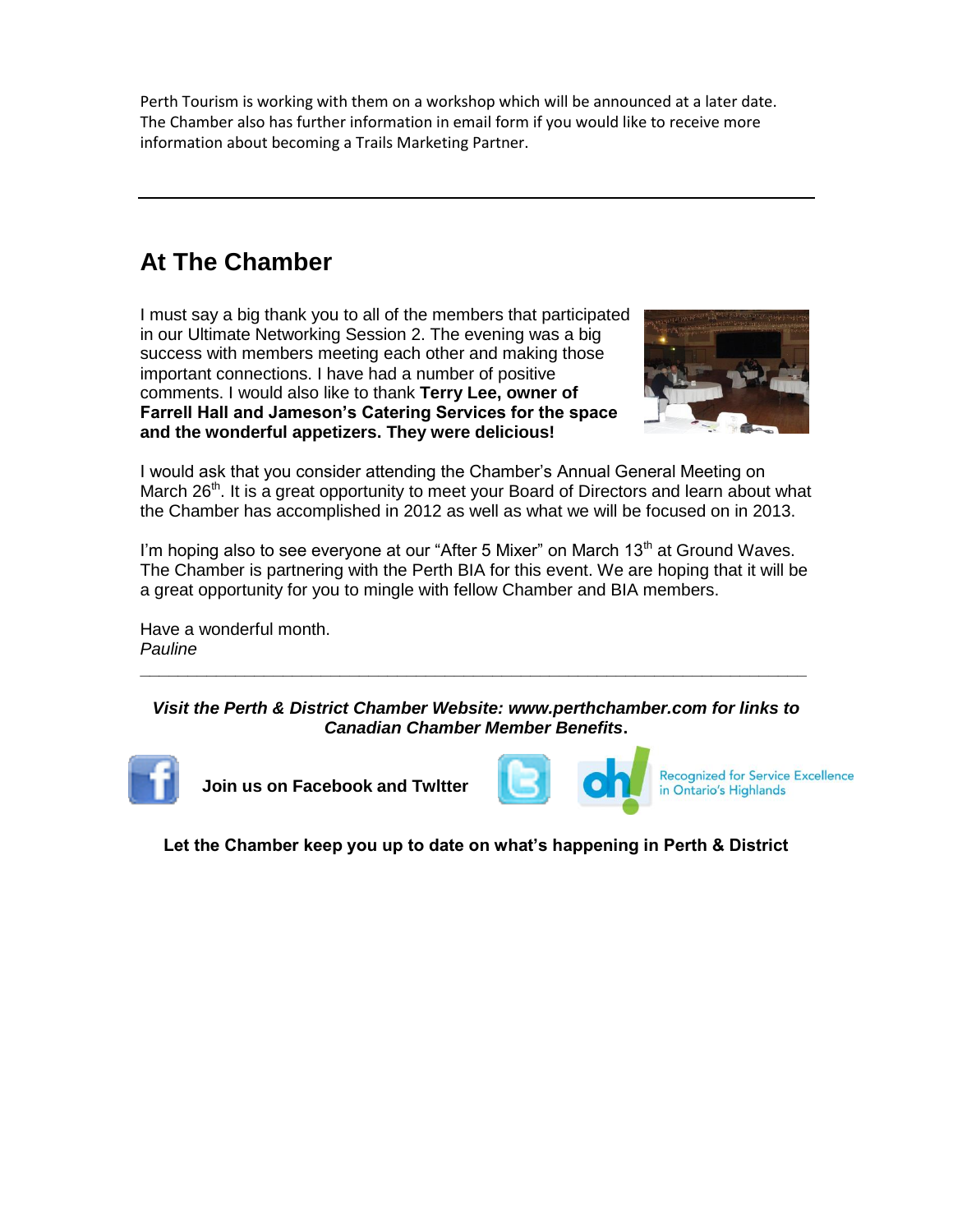Perth Tourism is working with them on a workshop which will be announced at a later date. The Chamber also has further information in email form if you would like to receive more information about becoming a Trails Marketing Partner.

---

## At The Chamber

I must say a big thank you to all of the members that participated in our Ultimate Networking Session 2. The evening was a big success with members meeting each other and making those important connections. I have had a number of positive comments. I would also like to thank **Terry Lee, owner of Farrell Hall and Jameson's Catering Services for the space and the wonderful appetizers. They were delicious!**

I would ask that you consider attending the Chamber's Annual General Meeting on March 26th. It is a great opportunity to meet your Board of Directors and learn about what the Chamber has accomplished in 2012 as well as what we will be focused on in 2013.

I'm hoping also to see everyone at our "After 5 Mixer" on March 13th at Ground Waves. The Chamber is partnering with the Perth BIA for this event. We are hoping that it will be a great opportunity for you to mingle with fellow Chamber and BIA members.

Have a wonderful month.
*Pauline*

---

***Visit the Perth & District Chamber Website: www.perthchamber.com for links to Canadian Chamber Member Benefits*.**

**Join us on Facebook and Twltter**

Recognized for Service Excellence in Ontario's Highlands

**Let the Chamber keep you up to date on what's happening in Perth & District**